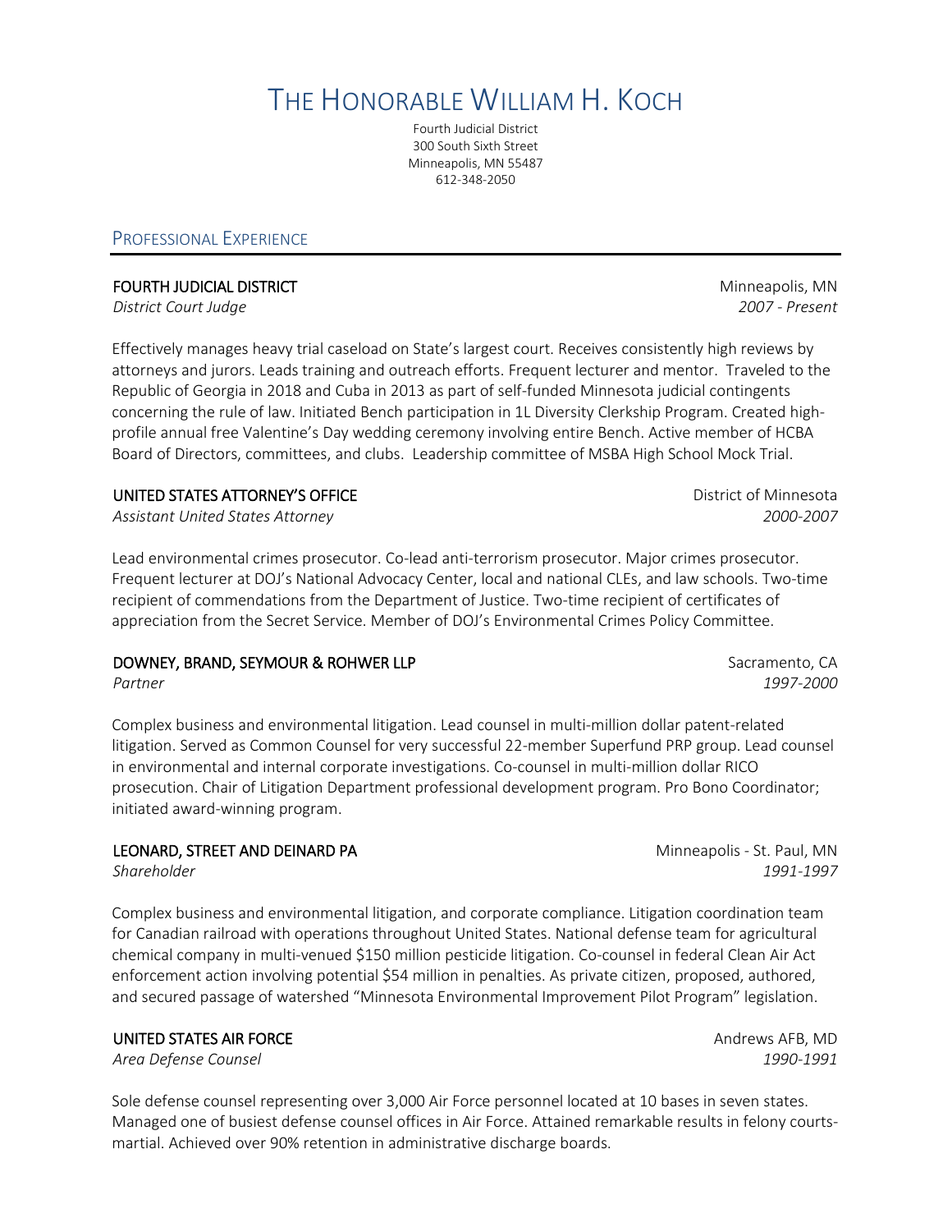# The Honorable William H. Koch

Fourth Judicial District
300 South Sixth Street
Minneapolis, MN 55487
612-348-2050

## Professional Experience

**FOURTH JUDICIAL DISTRICT** — Minneapolis, MN
*District Court Judge* — *2007 - Present*

Effectively manages heavy trial caseload on State's largest court. Receives consistently high reviews by attorneys and jurors. Leads training and outreach efforts. Frequent lecturer and mentor. Traveled to the Republic of Georgia in 2018 and Cuba in 2013 as part of self-funded Minnesota judicial contingents concerning the rule of law. Initiated Bench participation in 1L Diversity Clerkship Program. Created high-profile annual free Valentine's Day wedding ceremony involving entire Bench. Active member of HCBA Board of Directors, committees, and clubs. Leadership committee of MSBA High School Mock Trial.

**UNITED STATES ATTORNEY'S OFFICE** — District of Minnesota
*Assistant United States Attorney* — *2000-2007*

Lead environmental crimes prosecutor. Co-lead anti-terrorism prosecutor. Major crimes prosecutor. Frequent lecturer at DOJ's National Advocacy Center, local and national CLEs, and law schools. Two-time recipient of commendations from the Department of Justice. Two-time recipient of certificates of appreciation from the Secret Service. Member of DOJ's Environmental Crimes Policy Committee.

**DOWNEY, BRAND, SEYMOUR & ROHWER LLP** — Sacramento, CA
*Partner* — *1997-2000*

Complex business and environmental litigation. Lead counsel in multi-million dollar patent-related litigation. Served as Common Counsel for very successful 22-member Superfund PRP group. Lead counsel in environmental and internal corporate investigations. Co-counsel in multi-million dollar RICO prosecution. Chair of Litigation Department professional development program. Pro Bono Coordinator; initiated award-winning program.

**LEONARD, STREET AND DEINARD PA** — Minneapolis - St. Paul, MN
*Shareholder* — *1991-1997*

Complex business and environmental litigation, and corporate compliance. Litigation coordination team for Canadian railroad with operations throughout United States. National defense team for agricultural chemical company in multi-venued $150 million pesticide litigation. Co-counsel in federal Clean Air Act enforcement action involving potential $54 million in penalties. As private citizen, proposed, authored, and secured passage of watershed "Minnesota Environmental Improvement Pilot Program" legislation.

**UNITED STATES AIR FORCE** — Andrews AFB, MD
*Area Defense Counsel* — *1990-1991*

Sole defense counsel representing over 3,000 Air Force personnel located at 10 bases in seven states. Managed one of busiest defense counsel offices in Air Force. Attained remarkable results in felony courts-martial. Achieved over 90% retention in administrative discharge boards.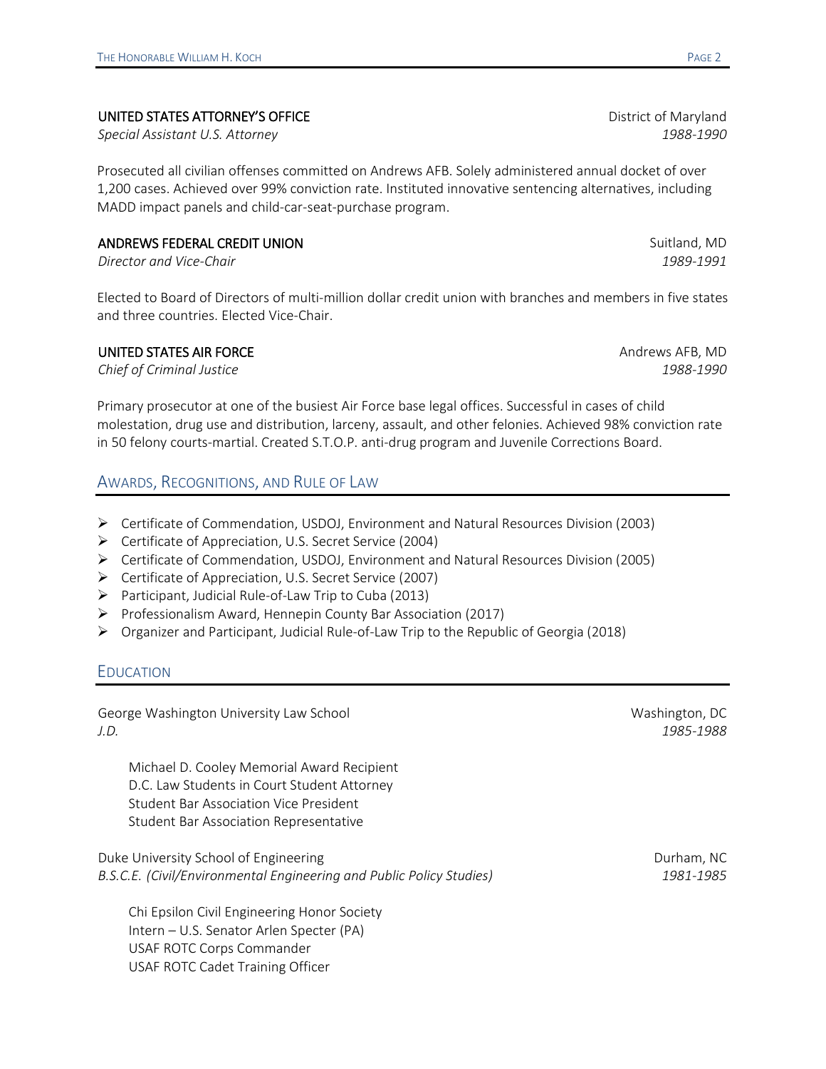**UNITED STATES ATTORNEY'S OFFICE** — District of Maryland
*Special Assistant U.S. Attorney* — *1988-1990*

Prosecuted all civilian offenses committed on Andrews AFB. Solely administered annual docket of over 1,200 cases. Achieved over 99% conviction rate. Instituted innovative sentencing alternatives, including MADD impact panels and child-car-seat-purchase program.

**ANDREWS FEDERAL CREDIT UNION** — Suitland, MD
*Director and Vice-Chair* — *1989-1991*

Elected to Board of Directors of multi-million dollar credit union with branches and members in five states and three countries. Elected Vice-Chair.

**UNITED STATES AIR FORCE** — Andrews AFB, MD
*Chief of Criminal Justice* — *1988-1990*

Primary prosecutor at one of the busiest Air Force base legal offices. Successful in cases of child molestation, drug use and distribution, larceny, assault, and other felonies. Achieved 98% conviction rate in 50 felony courts-martial. Created S.T.O.P. anti-drug program and Juvenile Corrections Board.

## Awards, Recognitions, and Rule of Law

- Certificate of Commendation, USDOJ, Environment and Natural Resources Division (2003)
- Certificate of Appreciation, U.S. Secret Service (2004)
- Certificate of Commendation, USDOJ, Environment and Natural Resources Division (2005)
- Certificate of Appreciation, U.S. Secret Service (2007)
- Participant, Judicial Rule-of-Law Trip to Cuba (2013)
- Professionalism Award, Hennepin County Bar Association (2017)
- Organizer and Participant, Judicial Rule-of-Law Trip to the Republic of Georgia (2018)

## Education

George Washington University Law School — Washington, DC
*J.D.* — *1985-1988*

Michael D. Cooley Memorial Award Recipient
D.C. Law Students in Court Student Attorney
Student Bar Association Vice President
Student Bar Association Representative

Duke University School of Engineering — Durham, NC
*B.S.C.E. (Civil/Environmental Engineering and Public Policy Studies)* — *1981-1985*

Chi Epsilon Civil Engineering Honor Society
Intern – U.S. Senator Arlen Specter (PA)
USAF ROTC Corps Commander
USAF ROTC Cadet Training Officer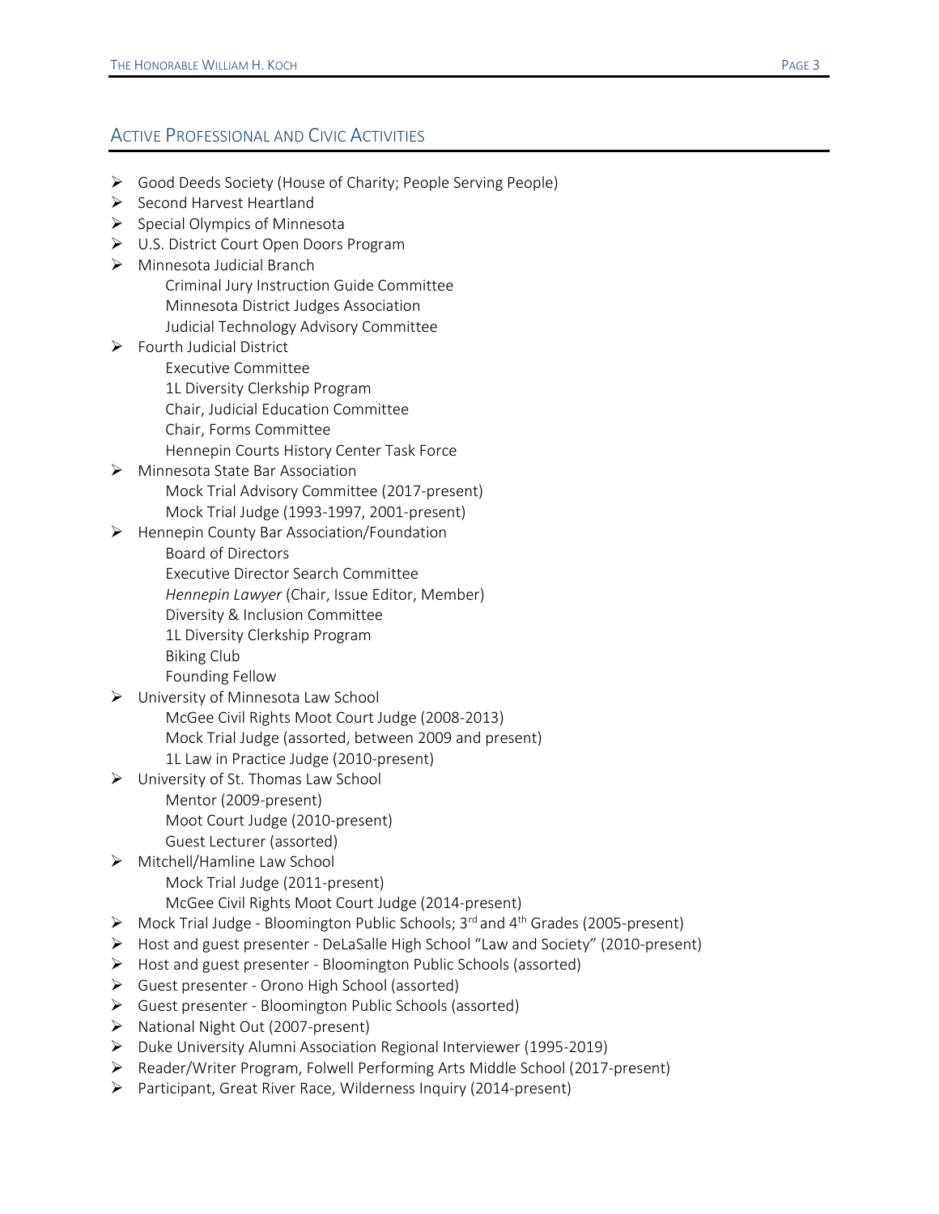## Active Professional and Civic Activities

- Good Deeds Society (House of Charity; People Serving People)
- Second Harvest Heartland
- Special Olympics of Minnesota
- U.S. District Court Open Doors Program
- Minnesota Judicial Branch
    - Criminal Jury Instruction Guide Committee
    - Minnesota District Judges Association
    - Judicial Technology Advisory Committee
- Fourth Judicial District
    - Executive Committee
    - 1L Diversity Clerkship Program
    - Chair, Judicial Education Committee
    - Chair, Forms Committee
    - Hennepin Courts History Center Task Force
- Minnesota State Bar Association
    - Mock Trial Advisory Committee (2017-present)
    - Mock Trial Judge (1993-1997, 2001-present)
- Hennepin County Bar Association/Foundation
    - Board of Directors
    - Executive Director Search Committee
    - *Hennepin Lawyer* (Chair, Issue Editor, Member)
    - Diversity & Inclusion Committee
    - 1L Diversity Clerkship Program
    - Biking Club
    - Founding Fellow
- University of Minnesota Law School
    - McGee Civil Rights Moot Court Judge (2008-2013)
    - Mock Trial Judge (assorted, between 2009 and present)
    - 1L Law in Practice Judge (2010-present)
- University of St. Thomas Law School
    - Mentor (2009-present)
    - Moot Court Judge (2010-present)
    - Guest Lecturer (assorted)
- Mitchell/Hamline Law School
    - Mock Trial Judge (2011-present)
    - McGee Civil Rights Moot Court Judge (2014-present)
- Mock Trial Judge - Bloomington Public Schools; 3rd and 4th Grades (2005-present)
- Host and guest presenter - DeLaSalle High School "Law and Society" (2010-present)
- Host and guest presenter - Bloomington Public Schools (assorted)
- Guest presenter - Orono High School (assorted)
- Guest presenter - Bloomington Public Schools (assorted)
- National Night Out (2007-present)
- Duke University Alumni Association Regional Interviewer (1995-2019)
- Reader/Writer Program, Folwell Performing Arts Middle School (2017-present)
- Participant, Great River Race, Wilderness Inquiry (2014-present)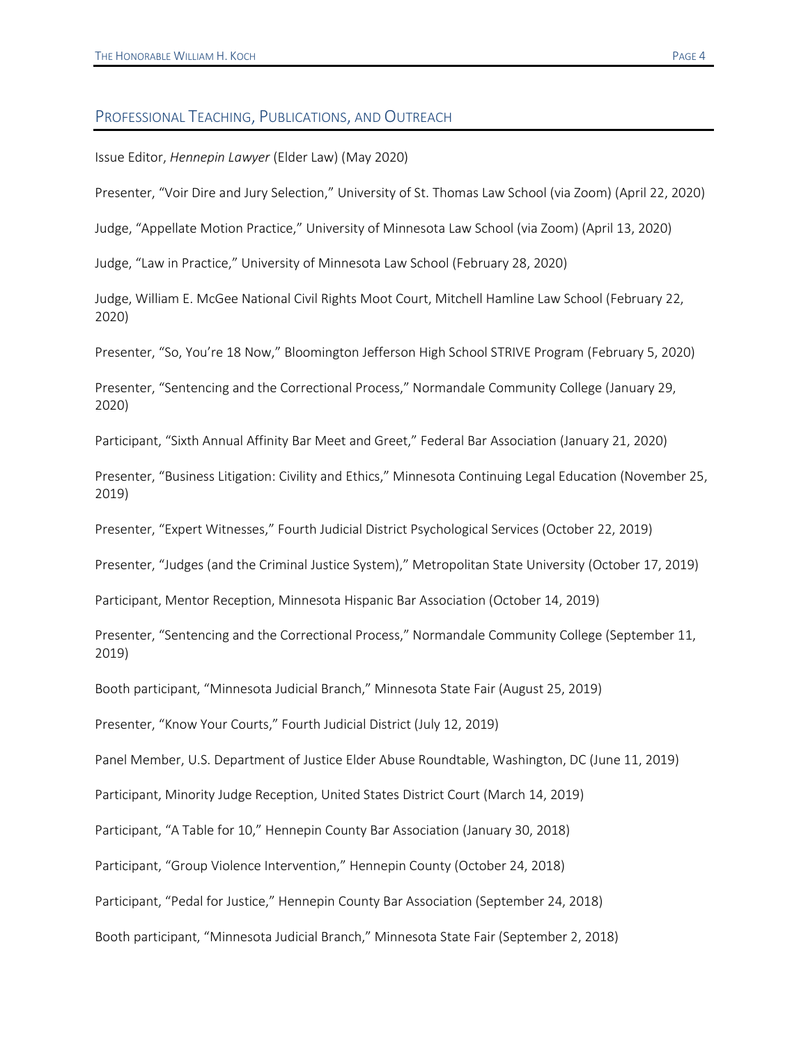## Professional Teaching, Publications, and Outreach

Issue Editor, *Hennepin Lawyer* (Elder Law) (May 2020)

Presenter, "Voir Dire and Jury Selection," University of St. Thomas Law School (via Zoom) (April 22, 2020)

Judge, "Appellate Motion Practice," University of Minnesota Law School (via Zoom) (April 13, 2020)

Judge, "Law in Practice," University of Minnesota Law School (February 28, 2020)

Judge, William E. McGee National Civil Rights Moot Court, Mitchell Hamline Law School (February 22, 2020)

Presenter, "So, You're 18 Now," Bloomington Jefferson High School STRIVE Program (February 5, 2020)

Presenter, "Sentencing and the Correctional Process," Normandale Community College (January 29, 2020)

Participant, "Sixth Annual Affinity Bar Meet and Greet," Federal Bar Association (January 21, 2020)

Presenter, "Business Litigation: Civility and Ethics," Minnesota Continuing Legal Education (November 25, 2019)

Presenter, "Expert Witnesses," Fourth Judicial District Psychological Services (October 22, 2019)

Presenter, "Judges (and the Criminal Justice System)," Metropolitan State University (October 17, 2019)

Participant, Mentor Reception, Minnesota Hispanic Bar Association (October 14, 2019)

Presenter, "Sentencing and the Correctional Process," Normandale Community College (September 11, 2019)

Booth participant, "Minnesota Judicial Branch," Minnesota State Fair (August 25, 2019)

Presenter, "Know Your Courts," Fourth Judicial District (July 12, 2019)

Panel Member, U.S. Department of Justice Elder Abuse Roundtable, Washington, DC (June 11, 2019)

Participant, Minority Judge Reception, United States District Court (March 14, 2019)

Participant, "A Table for 10," Hennepin County Bar Association (January 30, 2018)

Participant, "Group Violence Intervention," Hennepin County (October 24, 2018)

Participant, "Pedal for Justice," Hennepin County Bar Association (September 24, 2018)

Booth participant, "Minnesota Judicial Branch," Minnesota State Fair (September 2, 2018)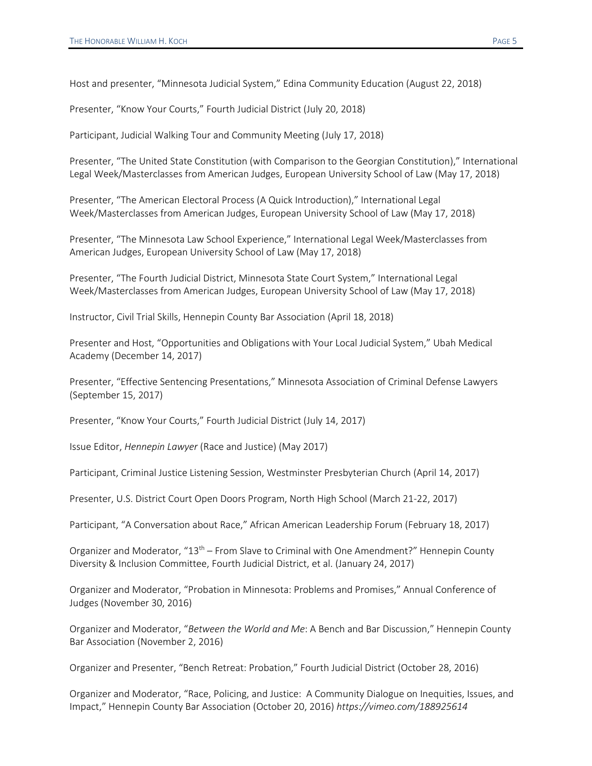Host and presenter, "Minnesota Judicial System," Edina Community Education (August 22, 2018)

Presenter, "Know Your Courts," Fourth Judicial District (July 20, 2018)

Participant, Judicial Walking Tour and Community Meeting (July 17, 2018)

Presenter, "The United State Constitution (with Comparison to the Georgian Constitution)," International Legal Week/Masterclasses from American Judges, European University School of Law (May 17, 2018)

Presenter, "The American Electoral Process (A Quick Introduction)," International Legal Week/Masterclasses from American Judges, European University School of Law (May 17, 2018)

Presenter, "The Minnesota Law School Experience," International Legal Week/Masterclasses from American Judges, European University School of Law (May 17, 2018)

Presenter, "The Fourth Judicial District, Minnesota State Court System," International Legal Week/Masterclasses from American Judges, European University School of Law (May 17, 2018)

Instructor, Civil Trial Skills, Hennepin County Bar Association (April 18, 2018)

Presenter and Host, "Opportunities and Obligations with Your Local Judicial System," Ubah Medical Academy (December 14, 2017)

Presenter, "Effective Sentencing Presentations," Minnesota Association of Criminal Defense Lawyers (September 15, 2017)

Presenter, "Know Your Courts," Fourth Judicial District (July 14, 2017)

Issue Editor, *Hennepin Lawyer* (Race and Justice) (May 2017)

Participant, Criminal Justice Listening Session, Westminster Presbyterian Church (April 14, 2017)

Presenter, U.S. District Court Open Doors Program, North High School (March 21-22, 2017)

Participant, "A Conversation about Race," African American Leadership Forum (February 18, 2017)

Organizer and Moderator, "13th – From Slave to Criminal with One Amendment?" Hennepin County Diversity & Inclusion Committee, Fourth Judicial District, et al. (January 24, 2017)

Organizer and Moderator, "Probation in Minnesota: Problems and Promises," Annual Conference of Judges (November 30, 2016)

Organizer and Moderator, "*Between the World and Me*: A Bench and Bar Discussion," Hennepin County Bar Association (November 2, 2016)

Organizer and Presenter, "Bench Retreat: Probation," Fourth Judicial District (October 28, 2016)

Organizer and Moderator, "Race, Policing, and Justice: A Community Dialogue on Inequities, Issues, and Impact," Hennepin County Bar Association (October 20, 2016) *https://vimeo.com/188925614*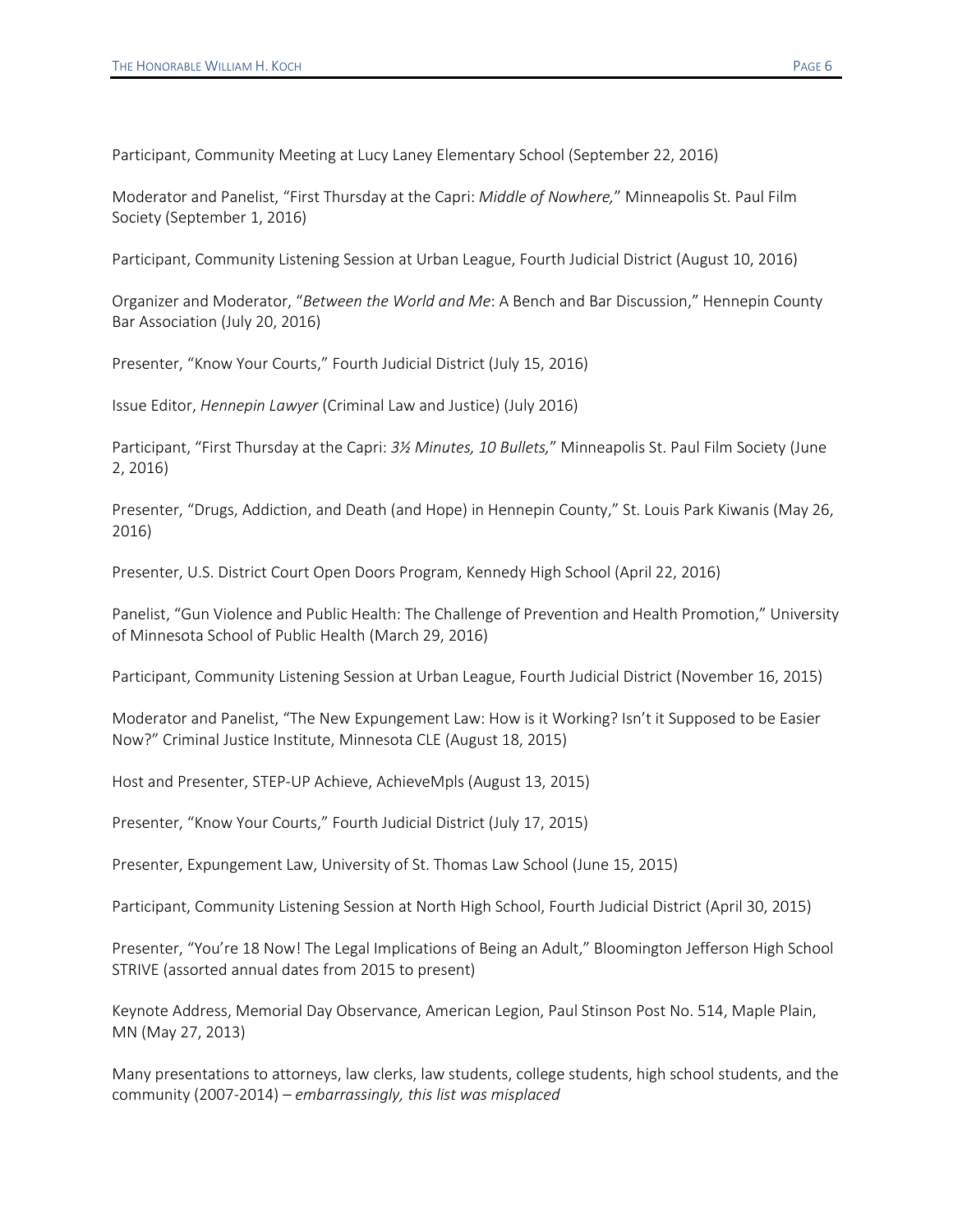Participant, Community Meeting at Lucy Laney Elementary School (September 22, 2016)

Moderator and Panelist, "First Thursday at the Capri: *Middle of Nowhere,*" Minneapolis St. Paul Film Society (September 1, 2016)

Participant, Community Listening Session at Urban League, Fourth Judicial District (August 10, 2016)

Organizer and Moderator, "*Between the World and Me*: A Bench and Bar Discussion," Hennepin County Bar Association (July 20, 2016)

Presenter, "Know Your Courts," Fourth Judicial District (July 15, 2016)

Issue Editor, *Hennepin Lawyer* (Criminal Law and Justice) (July 2016)

Participant, "First Thursday at the Capri: *3½ Minutes, 10 Bullets,*" Minneapolis St. Paul Film Society (June 2, 2016)

Presenter, "Drugs, Addiction, and Death (and Hope) in Hennepin County," St. Louis Park Kiwanis (May 26, 2016)

Presenter, U.S. District Court Open Doors Program, Kennedy High School (April 22, 2016)

Panelist, "Gun Violence and Public Health: The Challenge of Prevention and Health Promotion," University of Minnesota School of Public Health (March 29, 2016)

Participant, Community Listening Session at Urban League, Fourth Judicial District (November 16, 2015)

Moderator and Panelist, "The New Expungement Law: How is it Working? Isn't it Supposed to be Easier Now?" Criminal Justice Institute, Minnesota CLE (August 18, 2015)

Host and Presenter, STEP-UP Achieve, AchieveMpls (August 13, 2015)

Presenter, "Know Your Courts," Fourth Judicial District (July 17, 2015)

Presenter, Expungement Law, University of St. Thomas Law School (June 15, 2015)

Participant, Community Listening Session at North High School, Fourth Judicial District (April 30, 2015)

Presenter, "You're 18 Now! The Legal Implications of Being an Adult," Bloomington Jefferson High School STRIVE (assorted annual dates from 2015 to present)

Keynote Address, Memorial Day Observance, American Legion, Paul Stinson Post No. 514, Maple Plain, MN (May 27, 2013)

Many presentations to attorneys, law clerks, law students, college students, high school students, and the community (2007-2014) – *embarrassingly, this list was misplaced*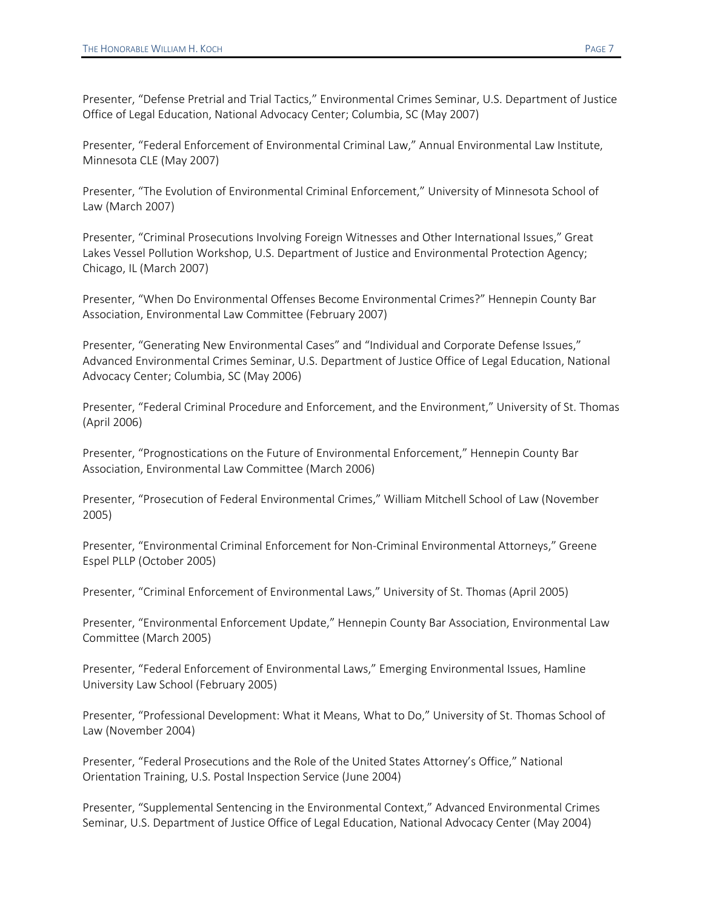Presenter, "Defense Pretrial and Trial Tactics," Environmental Crimes Seminar, U.S. Department of Justice Office of Legal Education, National Advocacy Center; Columbia, SC (May 2007)

Presenter, "Federal Enforcement of Environmental Criminal Law," Annual Environmental Law Institute, Minnesota CLE (May 2007)

Presenter, "The Evolution of Environmental Criminal Enforcement," University of Minnesota School of Law (March 2007)

Presenter, "Criminal Prosecutions Involving Foreign Witnesses and Other International Issues," Great Lakes Vessel Pollution Workshop, U.S. Department of Justice and Environmental Protection Agency; Chicago, IL (March 2007)

Presenter, "When Do Environmental Offenses Become Environmental Crimes?" Hennepin County Bar Association, Environmental Law Committee (February 2007)

Presenter, "Generating New Environmental Cases" and "Individual and Corporate Defense Issues," Advanced Environmental Crimes Seminar, U.S. Department of Justice Office of Legal Education, National Advocacy Center; Columbia, SC (May 2006)

Presenter, "Federal Criminal Procedure and Enforcement, and the Environment," University of St. Thomas (April 2006)

Presenter, "Prognostications on the Future of Environmental Enforcement," Hennepin County Bar Association, Environmental Law Committee (March 2006)

Presenter, "Prosecution of Federal Environmental Crimes," William Mitchell School of Law (November 2005)

Presenter, "Environmental Criminal Enforcement for Non-Criminal Environmental Attorneys," Greene Espel PLLP (October 2005)

Presenter, "Criminal Enforcement of Environmental Laws," University of St. Thomas (April 2005)

Presenter, "Environmental Enforcement Update," Hennepin County Bar Association, Environmental Law Committee (March 2005)

Presenter, "Federal Enforcement of Environmental Laws," Emerging Environmental Issues, Hamline University Law School (February 2005)

Presenter, "Professional Development: What it Means, What to Do," University of St. Thomas School of Law (November 2004)

Presenter, "Federal Prosecutions and the Role of the United States Attorney's Office," National Orientation Training, U.S. Postal Inspection Service (June 2004)

Presenter, "Supplemental Sentencing in the Environmental Context," Advanced Environmental Crimes Seminar, U.S. Department of Justice Office of Legal Education, National Advocacy Center (May 2004)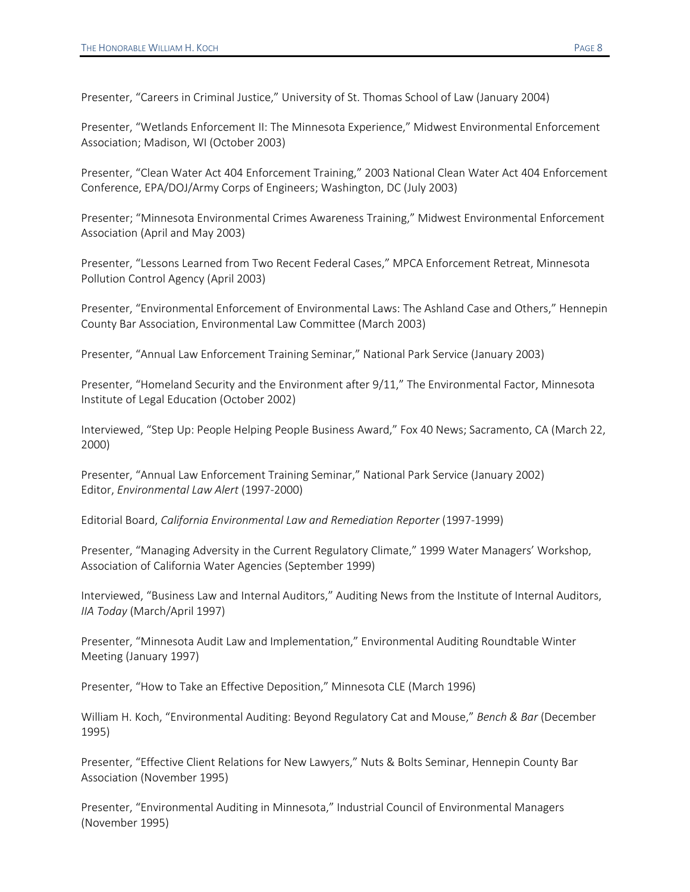Presenter, "Careers in Criminal Justice," University of St. Thomas School of Law (January 2004)

Presenter, "Wetlands Enforcement II: The Minnesota Experience," Midwest Environmental Enforcement Association; Madison, WI (October 2003)

Presenter, "Clean Water Act 404 Enforcement Training," 2003 National Clean Water Act 404 Enforcement Conference, EPA/DOJ/Army Corps of Engineers; Washington, DC (July 2003)

Presenter; "Minnesota Environmental Crimes Awareness Training," Midwest Environmental Enforcement Association (April and May 2003)

Presenter, "Lessons Learned from Two Recent Federal Cases," MPCA Enforcement Retreat, Minnesota Pollution Control Agency (April 2003)

Presenter, "Environmental Enforcement of Environmental Laws: The Ashland Case and Others," Hennepin County Bar Association, Environmental Law Committee (March 2003)

Presenter, "Annual Law Enforcement Training Seminar," National Park Service (January 2003)

Presenter, "Homeland Security and the Environment after 9/11," The Environmental Factor, Minnesota Institute of Legal Education (October 2002)

Interviewed, "Step Up: People Helping People Business Award," Fox 40 News; Sacramento, CA (March 22, 2000)

Presenter, "Annual Law Enforcement Training Seminar," National Park Service (January 2002)
Editor, *Environmental Law Alert* (1997-2000)

Editorial Board, *California Environmental Law and Remediation Reporter* (1997-1999)

Presenter, "Managing Adversity in the Current Regulatory Climate," 1999 Water Managers' Workshop, Association of California Water Agencies (September 1999)

Interviewed, "Business Law and Internal Auditors," Auditing News from the Institute of Internal Auditors, *IIA Today* (March/April 1997)

Presenter, "Minnesota Audit Law and Implementation," Environmental Auditing Roundtable Winter Meeting (January 1997)

Presenter, "How to Take an Effective Deposition," Minnesota CLE (March 1996)

William H. Koch, "Environmental Auditing: Beyond Regulatory Cat and Mouse," *Bench & Bar* (December 1995)

Presenter, "Effective Client Relations for New Lawyers," Nuts & Bolts Seminar, Hennepin County Bar Association (November 1995)

Presenter, "Environmental Auditing in Minnesota," Industrial Council of Environmental Managers (November 1995)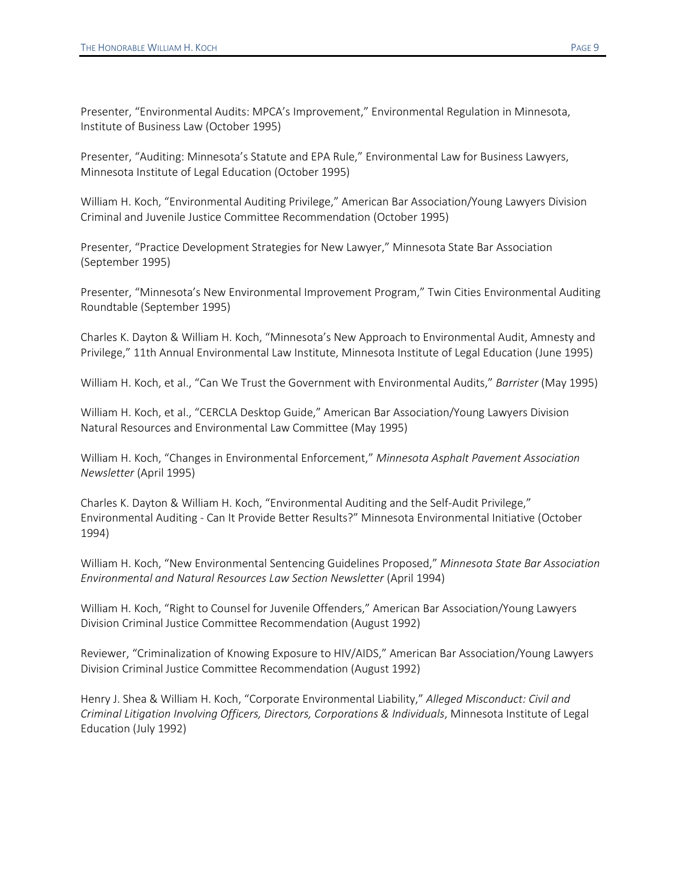Presenter, “Environmental Audits: MPCA’s Improvement,” Environmental Regulation in Minnesota, Institute of Business Law (October 1995)

Presenter, “Auditing: Minnesota’s Statute and EPA Rule,” Environmental Law for Business Lawyers, Minnesota Institute of Legal Education (October 1995)

William H. Koch, “Environmental Auditing Privilege,” American Bar Association/Young Lawyers Division Criminal and Juvenile Justice Committee Recommendation (October 1995)

Presenter, “Practice Development Strategies for New Lawyer,” Minnesota State Bar Association (September 1995)

Presenter, “Minnesota’s New Environmental Improvement Program,” Twin Cities Environmental Auditing Roundtable (September 1995)

Charles K. Dayton & William H. Koch, “Minnesota’s New Approach to Environmental Audit, Amnesty and Privilege,” 11th Annual Environmental Law Institute, Minnesota Institute of Legal Education (June 1995)

William H. Koch, et al., “Can We Trust the Government with Environmental Audits,” *Barrister* (May 1995)

William H. Koch, et al., “CERCLA Desktop Guide,” American Bar Association/Young Lawyers Division Natural Resources and Environmental Law Committee (May 1995)

William H. Koch, “Changes in Environmental Enforcement,” *Minnesota Asphalt Pavement Association Newsletter* (April 1995)

Charles K. Dayton & William H. Koch, “Environmental Auditing and the Self-Audit Privilege,” Environmental Auditing - Can It Provide Better Results?” Minnesota Environmental Initiative (October 1994)

William H. Koch, “New Environmental Sentencing Guidelines Proposed,” *Minnesota State Bar Association Environmental and Natural Resources Law Section Newsletter* (April 1994)

William H. Koch, “Right to Counsel for Juvenile Offenders,” American Bar Association/Young Lawyers Division Criminal Justice Committee Recommendation (August 1992)

Reviewer, “Criminalization of Knowing Exposure to HIV/AIDS,” American Bar Association/Young Lawyers Division Criminal Justice Committee Recommendation (August 1992)

Henry J. Shea & William H. Koch, “Corporate Environmental Liability,” *Alleged Misconduct: Civil and Criminal Litigation Involving Officers, Directors, Corporations & Individuals*, Minnesota Institute of Legal Education (July 1992)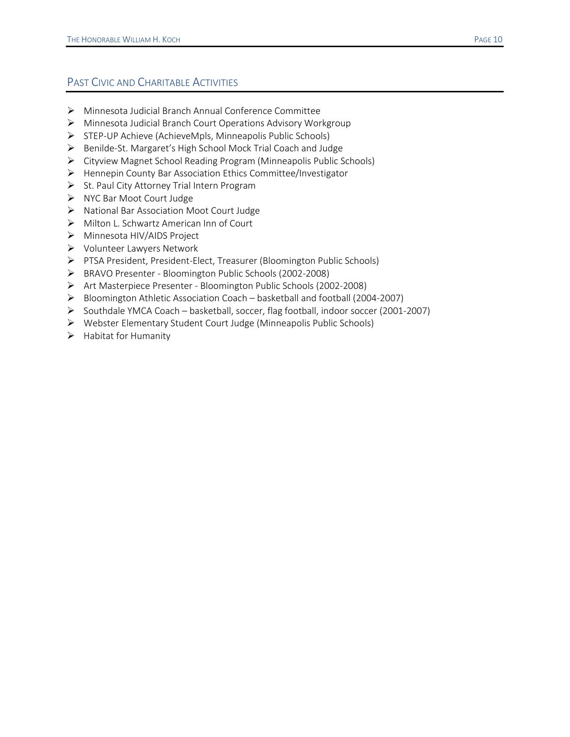## Past Civic and Charitable Activities

- Minnesota Judicial Branch Annual Conference Committee
- Minnesota Judicial Branch Court Operations Advisory Workgroup
- STEP-UP Achieve (AchieveMpls, Minneapolis Public Schools)
- Benilde-St. Margaret's High School Mock Trial Coach and Judge
- Cityview Magnet School Reading Program (Minneapolis Public Schools)
- Hennepin County Bar Association Ethics Committee/Investigator
- St. Paul City Attorney Trial Intern Program
- NYC Bar Moot Court Judge
- National Bar Association Moot Court Judge
- Milton L. Schwartz American Inn of Court
- Minnesota HIV/AIDS Project
- Volunteer Lawyers Network
- PTSA President, President-Elect, Treasurer (Bloomington Public Schools)
- BRAVO Presenter - Bloomington Public Schools (2002-2008)
- Art Masterpiece Presenter - Bloomington Public Schools (2002-2008)
- Bloomington Athletic Association Coach – basketball and football (2004-2007)
- Southdale YMCA Coach – basketball, soccer, flag football, indoor soccer (2001-2007)
- Webster Elementary Student Court Judge (Minneapolis Public Schools)
- Habitat for Humanity